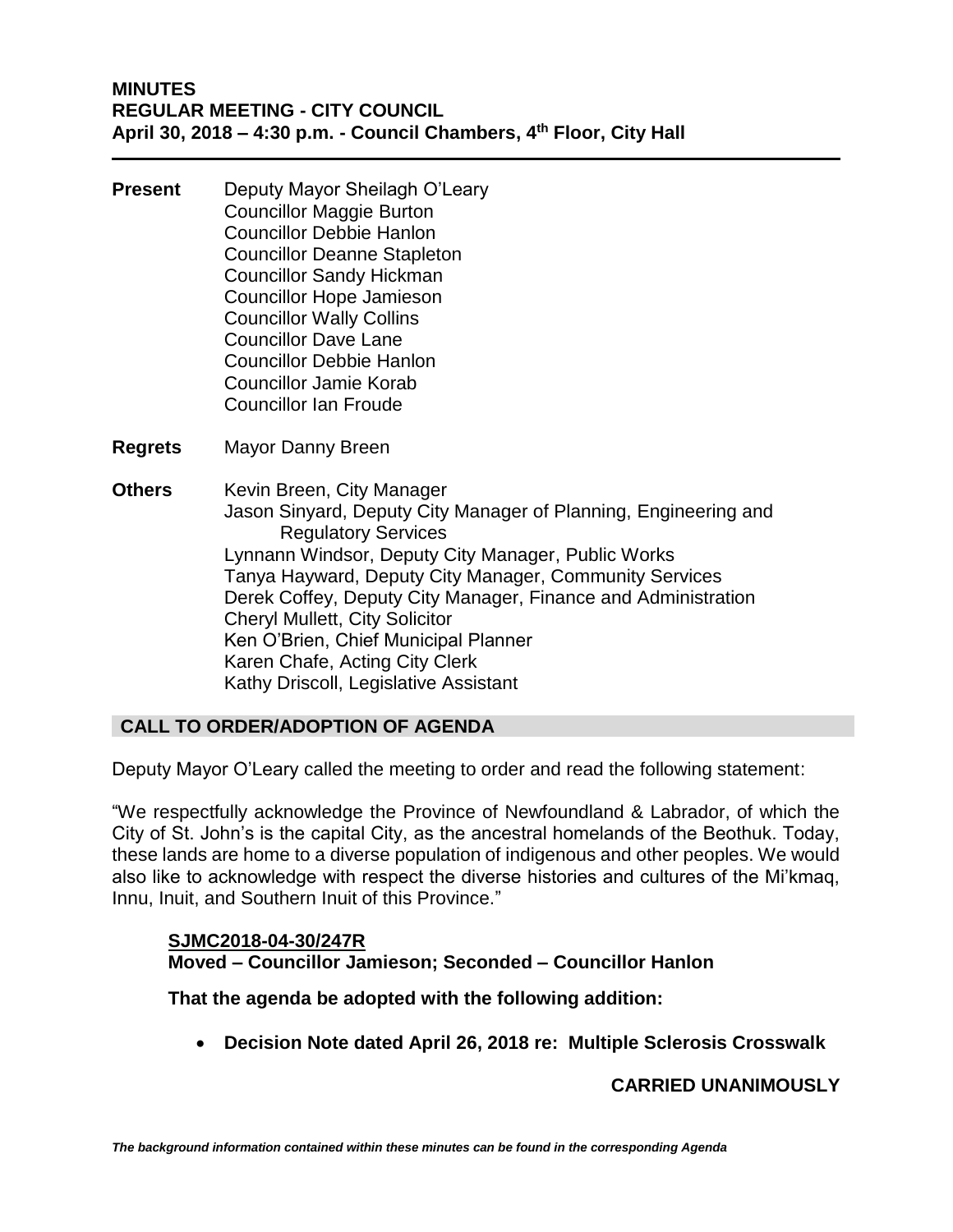**MINUTES**
**REGULAR MEETING - CITY COUNCIL**
**April 30, 2018 – 4:30 p.m. - Council Chambers, 4th Floor, City Hall**

---

**Present** Deputy Mayor Sheilagh O'Leary
Councillor Maggie Burton
Councillor Debbie Hanlon
Councillor Deanne Stapleton
Councillor Sandy Hickman
Councillor Hope Jamieson
Councillor Wally Collins
Councillor Dave Lane
Councillor Debbie Hanlon
Councillor Jamie Korab
Councillor Ian Froude

**Regrets** Mayor Danny Breen

**Others** Kevin Breen, City Manager
Jason Sinyard, Deputy City Manager of Planning, Engineering and Regulatory Services
Lynnann Windsor, Deputy City Manager, Public Works
Tanya Hayward, Deputy City Manager, Community Services
Derek Coffey, Deputy City Manager, Finance and Administration
Cheryl Mullett, City Solicitor
Ken O'Brien, Chief Municipal Planner
Karen Chafe, Acting City Clerk
Kathy Driscoll, Legislative Assistant

## CALL TO ORDER/ADOPTION OF AGENDA

Deputy Mayor O'Leary called the meeting to order and read the following statement:

"We respectfully acknowledge the Province of Newfoundland & Labrador, of which the City of St. John's is the capital City, as the ancestral homelands of the Beothuk. Today, these lands are home to a diverse population of indigenous and other peoples. We would also like to acknowledge with respect the diverse histories and cultures of the Mi'kmaq, Innu, Inuit, and Southern Inuit of this Province."

**SJMC2018-04-30/247R**
**Moved – Councillor Jamieson; Seconded – Councillor Hanlon**

**That the agenda be adopted with the following addition:**

- **Decision Note dated April 26, 2018 re: Multiple Sclerosis Crosswalk**

**CARRIED UNANIMOUSLY**

*The background information contained within these minutes can be found in the corresponding Agenda*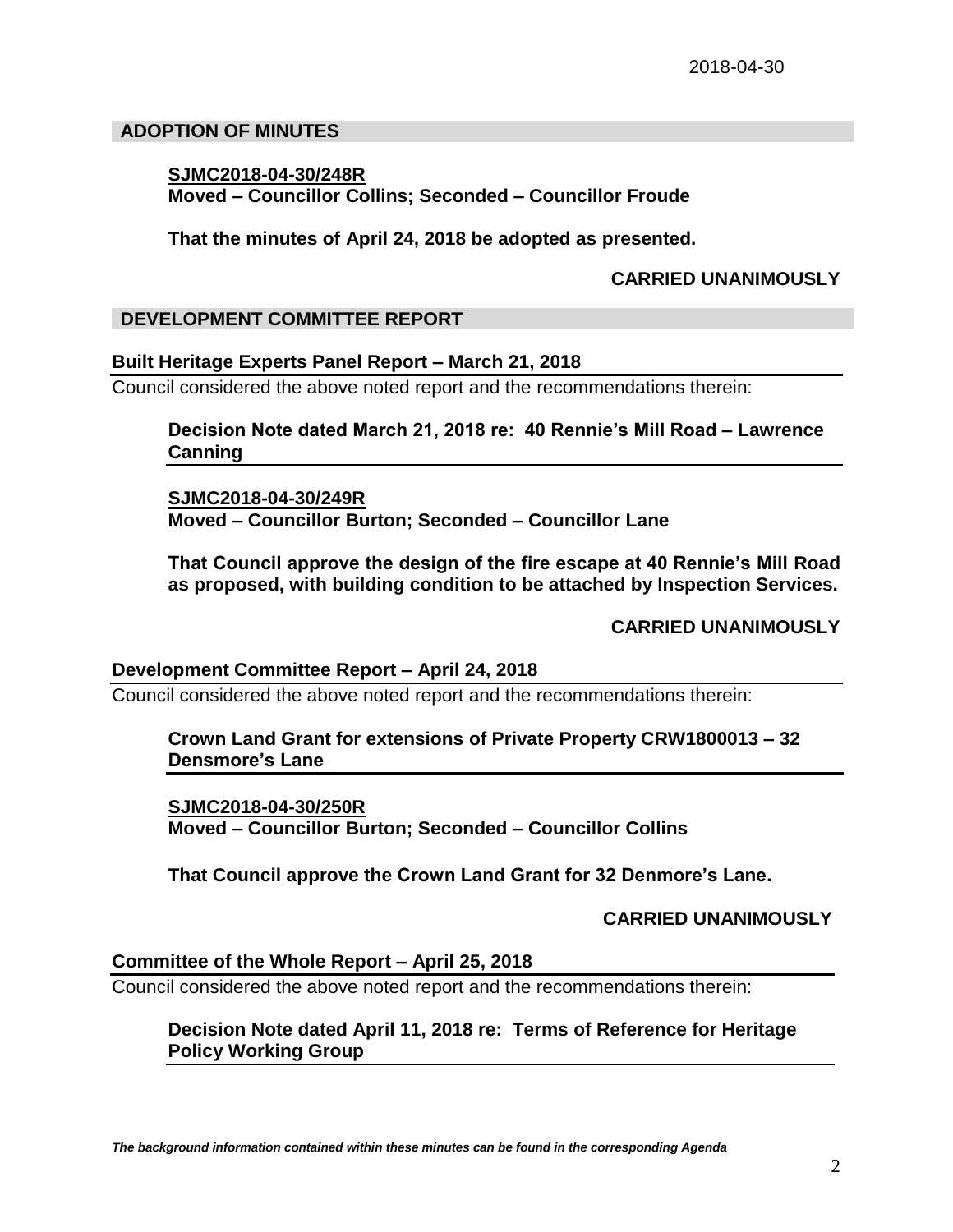## ADOPTION OF MINUTES

**SJMC2018-04-30/248R**
**Moved – Councillor Collins; Seconded – Councillor Froude**

**That the minutes of April 24, 2018 be adopted as presented.**

**CARRIED UNANIMOUSLY**

## DEVELOPMENT COMMITTEE REPORT

### Built Heritage Experts Panel Report – March 21, 2018

Council considered the above noted report and the recommendations therein:

**Decision Note dated March 21, 2018 re: 40 Rennie's Mill Road – Lawrence Canning**

**SJMC2018-04-30/249R**
**Moved – Councillor Burton; Seconded – Councillor Lane**

**That Council approve the design of the fire escape at 40 Rennie's Mill Road as proposed, with building condition to be attached by Inspection Services.**

**CARRIED UNANIMOUSLY**

### Development Committee Report – April 24, 2018

Council considered the above noted report and the recommendations therein:

**Crown Land Grant for extensions of Private Property CRW1800013 – 32 Densmore's Lane**

**SJMC2018-04-30/250R**
**Moved – Councillor Burton; Seconded – Councillor Collins**

**That Council approve the Crown Land Grant for 32 Denmore's Lane.**

**CARRIED UNANIMOUSLY**

### Committee of the Whole Report – April 25, 2018

Council considered the above noted report and the recommendations therein:

**Decision Note dated April 11, 2018 re: Terms of Reference for Heritage Policy Working Group**

*The background information contained within these minutes can be found in the corresponding Agenda*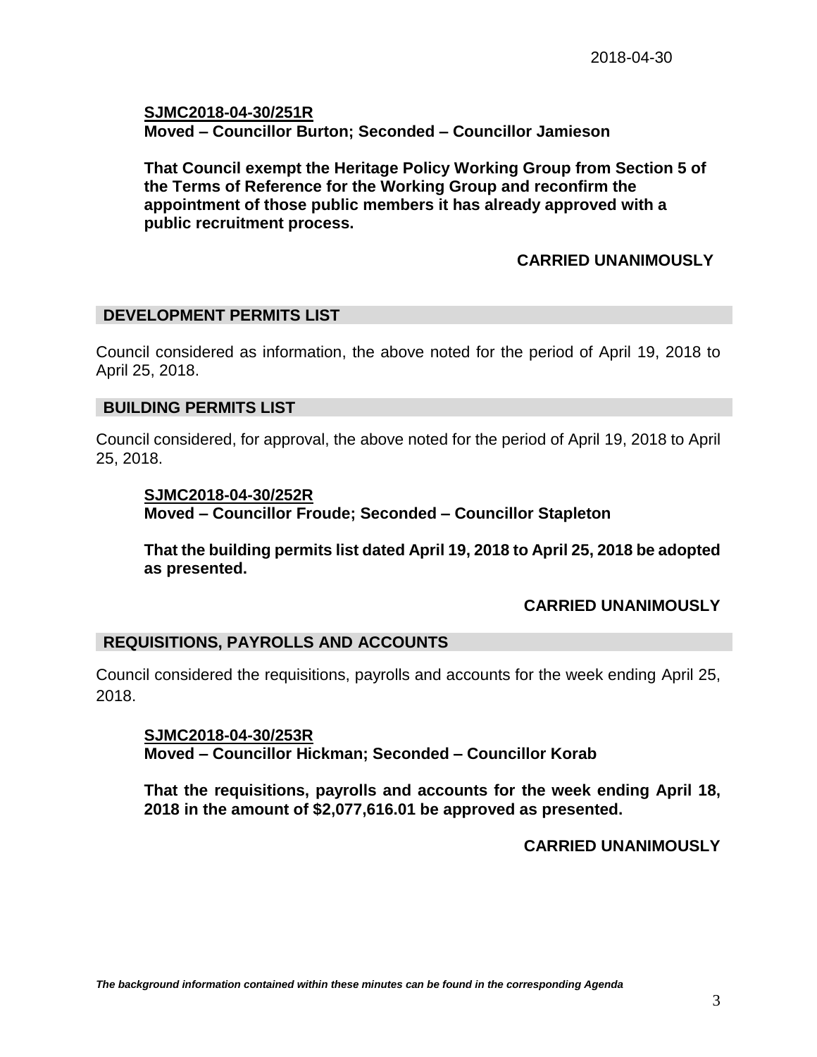**SJMC2018-04-30/251R**
**Moved – Councillor Burton; Seconded – Councillor Jamieson**

**That Council exempt the Heritage Policy Working Group from Section 5 of the Terms of Reference for the Working Group and reconfirm the appointment of those public members it has already approved with a public recruitment process.**

**CARRIED UNANIMOUSLY**

## DEVELOPMENT PERMITS LIST

Council considered as information, the above noted for the period of April 19, 2018 to April 25, 2018.

## BUILDING PERMITS LIST

Council considered, for approval, the above noted for the period of April 19, 2018 to April 25, 2018.

**SJMC2018-04-30/252R**
**Moved – Councillor Froude; Seconded – Councillor Stapleton**

**That the building permits list dated April 19, 2018 to April 25, 2018 be adopted as presented.**

**CARRIED UNANIMOUSLY**

## REQUISITIONS, PAYROLLS AND ACCOUNTS

Council considered the requisitions, payrolls and accounts for the week ending April 25, 2018.

**SJMC2018-04-30/253R**
**Moved – Councillor Hickman; Seconded – Councillor Korab**

**That the requisitions, payrolls and accounts for the week ending April 18, 2018 in the amount of $2,077,616.01 be approved as presented.**

**CARRIED UNANIMOUSLY**

***The background information contained within these minutes can be found in the corresponding Agenda***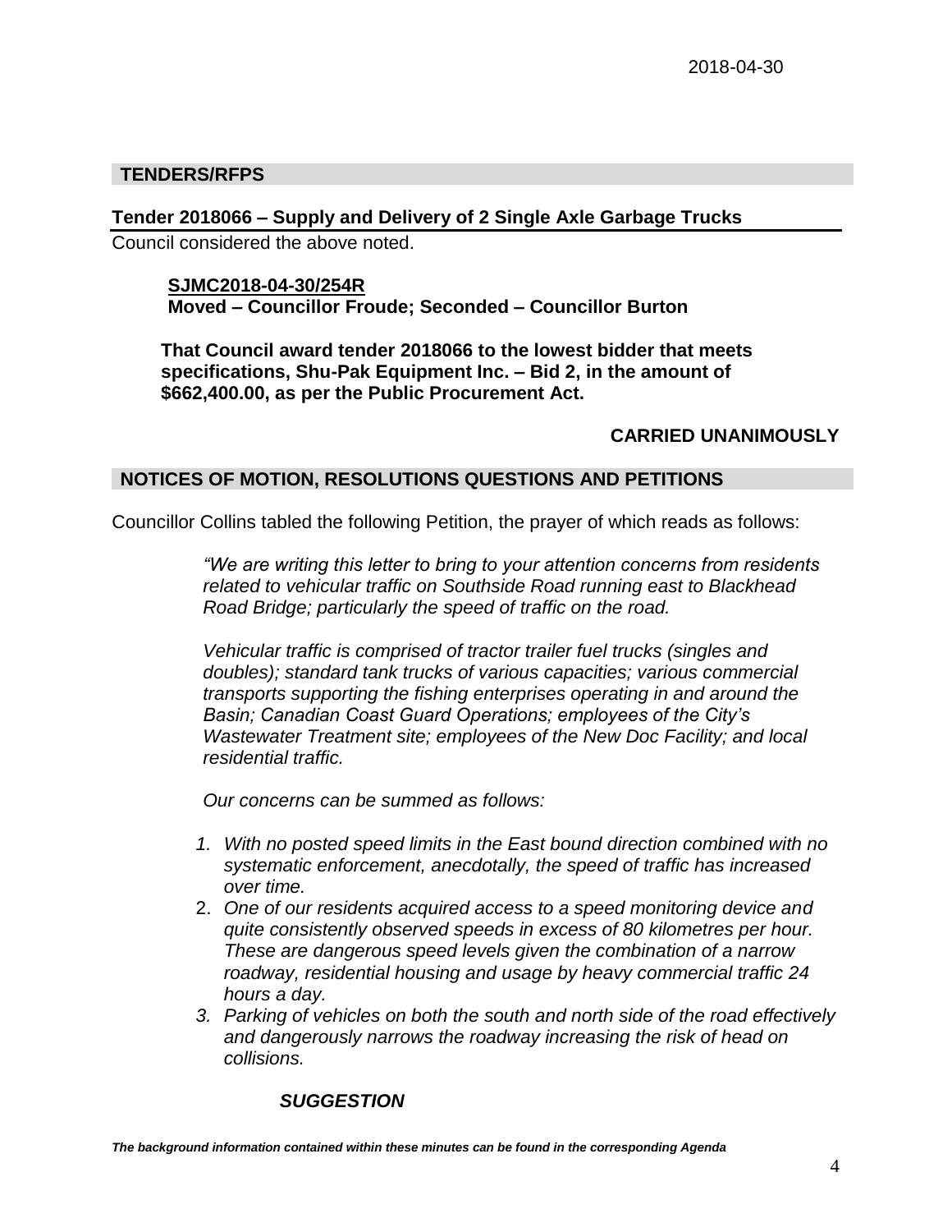## TENDERS/RFPS

### Tender 2018066 – Supply and Delivery of 2 Single Axle Garbage Trucks

Council considered the above noted.

**SJMC2018-04-30/254R**
**Moved – Councillor Froude; Seconded – Councillor Burton**

**That Council award tender 2018066 to the lowest bidder that meets specifications, Shu-Pak Equipment Inc. – Bid 2, in the amount of $662,400.00, as per the Public Procurement Act.**

**CARRIED UNANIMOUSLY**

## NOTICES OF MOTION, RESOLUTIONS QUESTIONS AND PETITIONS

Councillor Collins tabled the following Petition, the prayer of which reads as follows:

*"We are writing this letter to bring to your attention concerns from residents related to vehicular traffic on Southside Road running east to Blackhead Road Bridge; particularly the speed of traffic on the road.*

*Vehicular traffic is comprised of tractor trailer fuel trucks (singles and doubles); standard tank trucks of various capacities; various commercial transports supporting the fishing enterprises operating in and around the Basin; Canadian Coast Guard Operations; employees of the City's Wastewater Treatment site; employees of the New Doc Facility; and local residential traffic.*

*Our concerns can be summed as follows:*

1. *With no posted speed limits in the East bound direction combined with no systematic enforcement, anecdotally, the speed of traffic has increased over time.*
2. *One of our residents acquired access to a speed monitoring device and quite consistently observed speeds in excess of 80 kilometres per hour. These are dangerous speed levels given the combination of a narrow roadway, residential housing and usage by heavy commercial traffic 24 hours a day.*
3. *Parking of vehicles on both the south and north side of the road effectively and dangerously narrows the roadway increasing the risk of head on collisions.*

***SUGGESTION***

***The background information contained within these minutes can be found in the corresponding Agenda***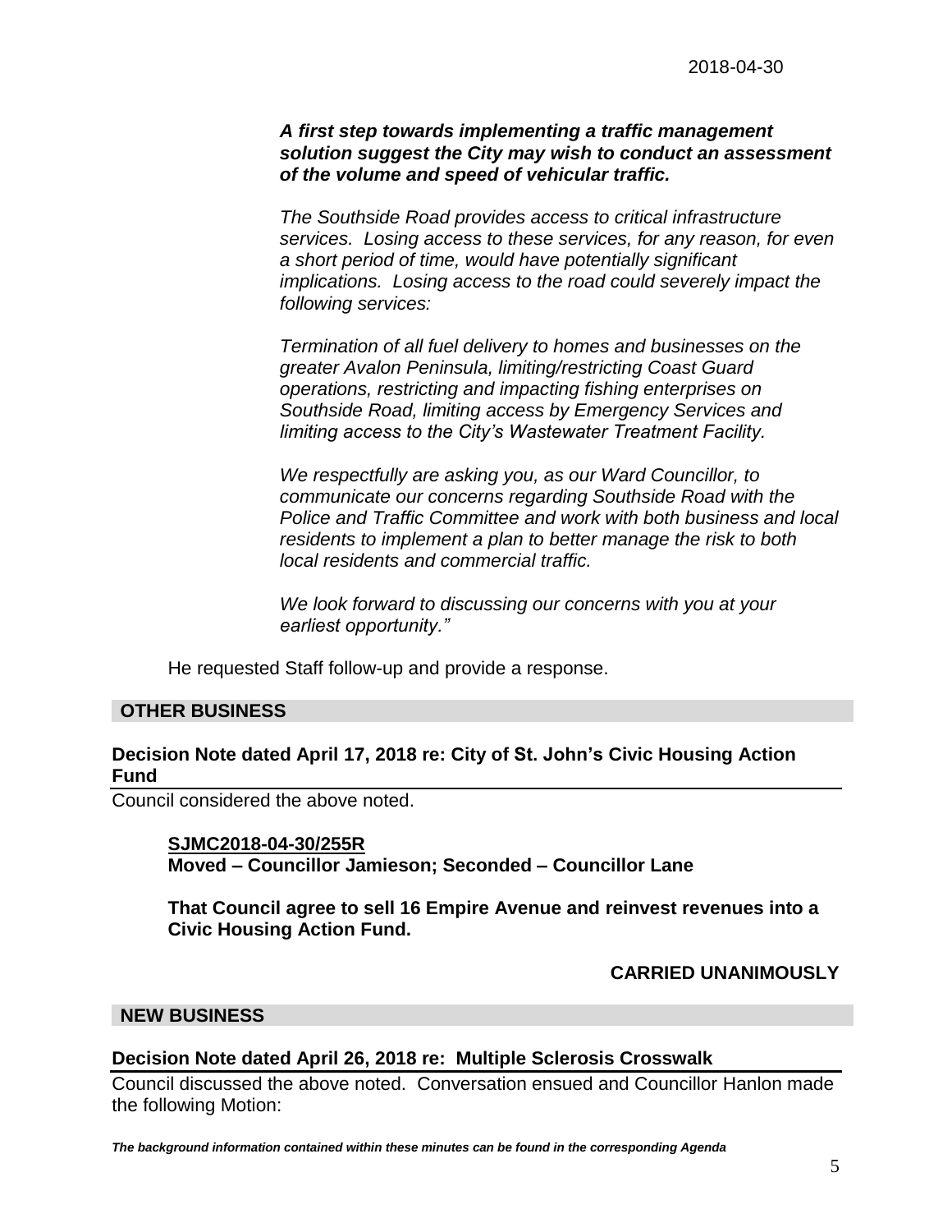***A first step towards implementing a traffic management solution suggest the City may wish to conduct an assessment of the volume and speed of vehicular traffic.***

*The Southside Road provides access to critical infrastructure services. Losing access to these services, for any reason, for even a short period of time, would have potentially significant implications. Losing access to the road could severely impact the following services:*

*Termination of all fuel delivery to homes and businesses on the greater Avalon Peninsula, limiting/restricting Coast Guard operations, restricting and impacting fishing enterprises on Southside Road, limiting access by Emergency Services and limiting access to the City's Wastewater Treatment Facility.*

*We respectfully are asking you, as our Ward Councillor, to communicate our concerns regarding Southside Road with the Police and Traffic Committee and work with both business and local residents to implement a plan to better manage the risk to both local residents and commercial traffic.*

*We look forward to discussing our concerns with you at your earliest opportunity."*

He requested Staff follow-up and provide a response.

## OTHER BUSINESS

### Decision Note dated April 17, 2018 re: City of St. John's Civic Housing Action Fund

Council considered the above noted.

**SJMC2018-04-30/255R**
**Moved – Councillor Jamieson; Seconded – Councillor Lane**

**That Council agree to sell 16 Empire Avenue and reinvest revenues into a Civic Housing Action Fund.**

**CARRIED UNANIMOUSLY**

## NEW BUSINESS

### Decision Note dated April 26, 2018 re: Multiple Sclerosis Crosswalk

Council discussed the above noted. Conversation ensued and Councillor Hanlon made the following Motion:

***The background information contained within these minutes can be found in the corresponding Agenda***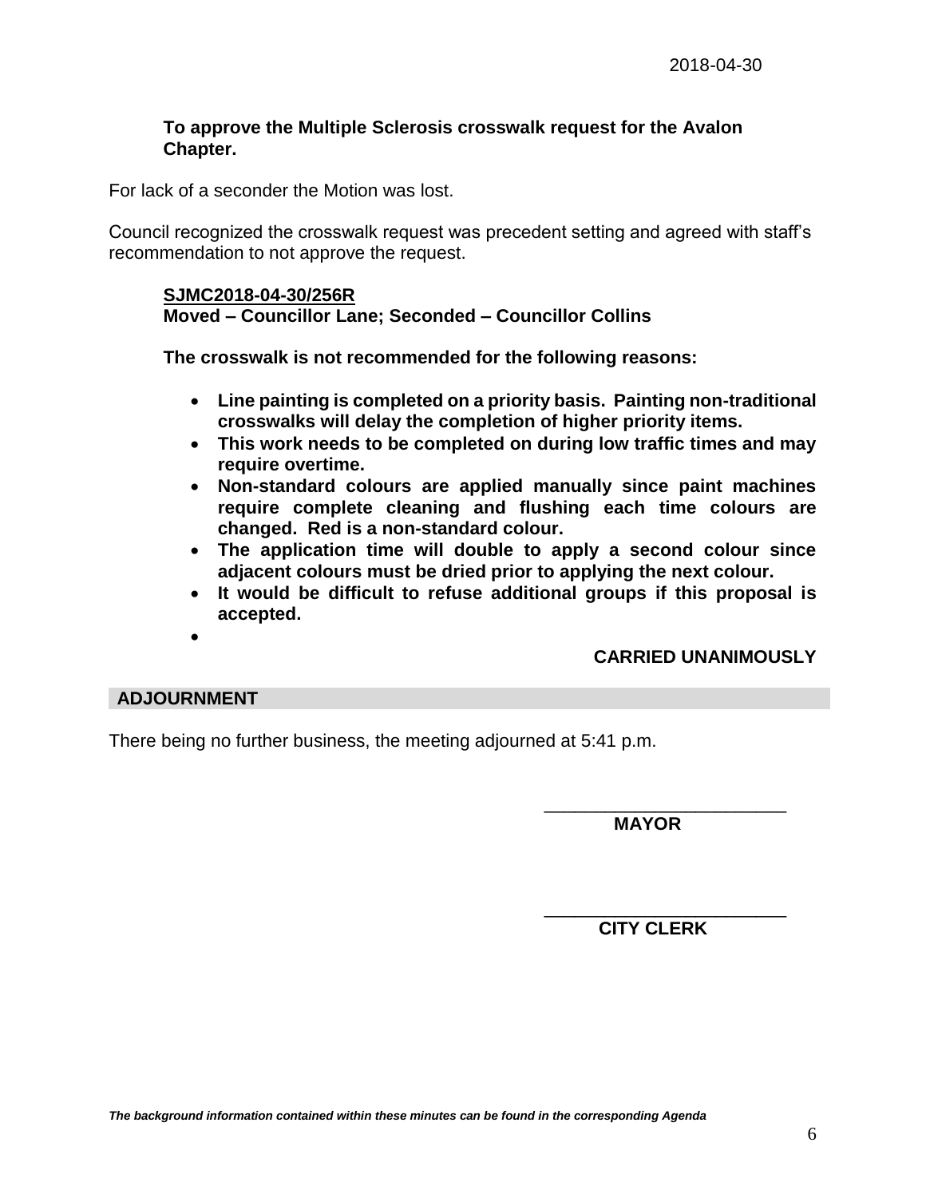**To approve the Multiple Sclerosis crosswalk request for the Avalon Chapter.**

For lack of a seconder the Motion was lost.

Council recognized the crosswalk request was precedent setting and agreed with staff's recommendation to not approve the request.

**SJMC2018-04-30/256R**
**Moved – Councillor Lane; Seconded – Councillor Collins**

**The crosswalk is not recommended for the following reasons:**

- **Line painting is completed on a priority basis. Painting non-traditional crosswalks will delay the completion of higher priority items.**
- **This work needs to be completed on during low traffic times and may require overtime.**
- **Non-standard colours are applied manually since paint machines require complete cleaning and flushing each time colours are changed. Red is a non-standard colour.**
- **The application time will double to apply a second colour since adjacent colours must be dried prior to applying the next colour.**
- **It would be difficult to refuse additional groups if this proposal is accepted.**
-

**CARRIED UNANIMOUSLY**

## ADJOURNMENT

There being no further business, the meeting adjourned at 5:41 p.m.

\_\_\_\_\_\_\_\_\_\_\_\_\_\_\_\_\_\_\_\_\_\_\_\_
**MAYOR**

\_\_\_\_\_\_\_\_\_\_\_\_\_\_\_\_\_\_\_\_\_\_\_\_
**CITY CLERK**

***The background information contained within these minutes can be found in the corresponding Agenda***